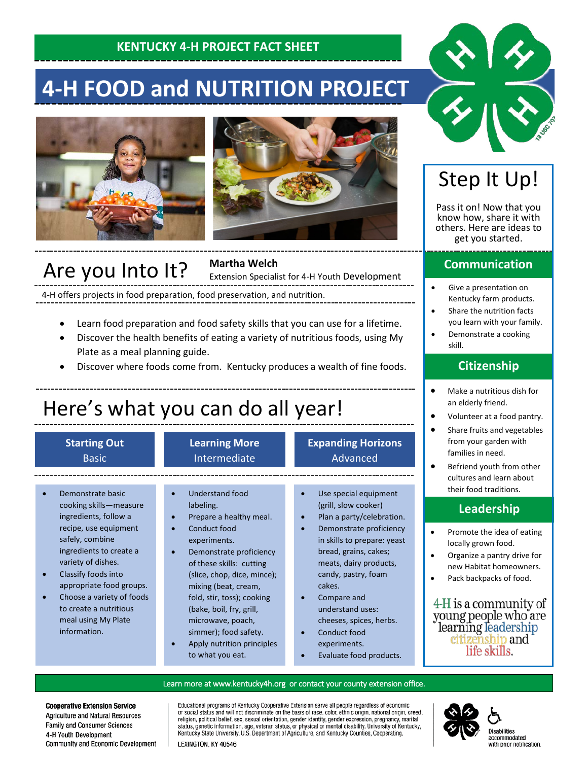KENTUCKY 4-H PROJECT FACT SHEET

# 4-H FOOD and NUTRITION PROJECT

## Are you Into It?

**Martha Welch**
Extension Specialist for 4-H Youth Development

4-H offers projects in food preparation, food preservation, and nutrition.

- Learn food preparation and food safety skills that you can use for a lifetime.
- Discover the health benefits of eating a variety of nutritious foods, using My Plate as a meal planning guide.
- Discover where foods come from. Kentucky produces a wealth of fine foods.

## Here's what you can do all year!

### Starting Out — Basic

- Demonstrate basic cooking skills—measure ingredients, follow a recipe, use equipment safely, combine ingredients to create a variety of dishes.
- Classify foods into appropriate food groups.
- Choose a variety of foods to create a nutritious meal using My Plate information.

### Learning More — Intermediate

- Understand food labeling.
- Prepare a healthy meal.
- Conduct food experiments.
- Demonstrate proficiency of these skills: cutting (slice, chop, dice, mince); mixing (beat, cream, fold, stir, toss); cooking (bake, boil, fry, grill, microwave, poach, simmer); food safety.
- Apply nutrition principles to what you eat.

### Expanding Horizons — Advanced

- Use special equipment (grill, slow cooker)
- Plan a party/celebration.
- Demonstrate proficiency in skills to prepare: yeast bread, grains, cakes; meats, dairy products, candy, pastry, foam cakes.
- Compare and understand uses: cheeses, spices, herbs.
- Conduct food experiments.
- Evaluate food products.

## Step It Up!

Pass it on! Now that you know how, share it with others. Here are ideas to get you started.

### Communication

- Give a presentation on Kentucky farm products.
- Share the nutrition facts you learn with your family.
- Demonstrate a cooking skill.

### Citizenship

- Make a nutritious dish for an elderly friend.
- Volunteer at a food pantry.
- Share fruits and vegetables from your garden with families in need.
- Befriend youth from other cultures and learn about their food traditions.

### Leadership

- Promote the idea of eating locally grown food.
- Organize a pantry drive for new Habitat homeowners.
- Pack backpacks of food.

4-H is a community of young people who are learning leadership citizenship and life skills.

Learn more at www.kentucky4h.org or contact your county extension office.

**Cooperative Extension Service**
Agriculture and Natural Resources
Family and Consumer Sciences
4-H Youth Development
Community and Economic Development

Educational programs of Kentucky Cooperative Extension serve all people regardless of economic or social status and will not discriminate on the basis of race, color, ethnic origin, national origin, creed, religion, political belief, sex, sexual orientation, gender identity, gender expression, pregnancy, marital status, genetic information, age, veteran status, or physical or mental disability. University of Kentucky, Kentucky State University, U.S. Department of Agriculture, and Kentucky Counties, Cooperating.
LEXINGTON, KY 40546

Disabilities accommodated with prior notification.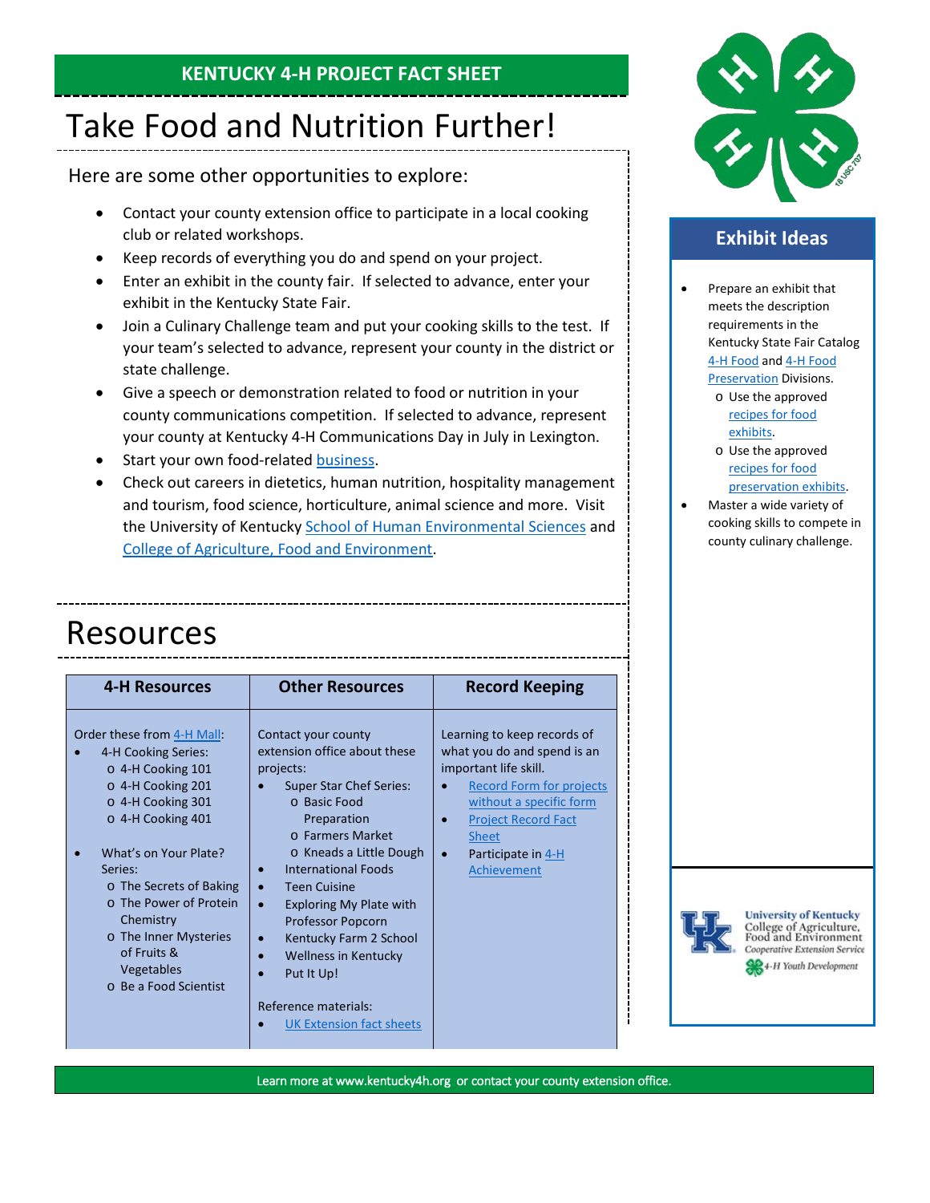KENTUCKY 4-H PROJECT FACT SHEET

# Take Food and Nutrition Further!

Here are some other opportunities to explore:

- Contact your county extension office to participate in a local cooking club or related workshops.
- Keep records of everything you do and spend on your project.
- Enter an exhibit in the county fair. If selected to advance, enter your exhibit in the Kentucky State Fair.
- Join a Culinary Challenge team and put your cooking skills to the test. If your team's selected to advance, represent your county in the district or state challenge.
- Give a speech or demonstration related to food or nutrition in your county communications competition. If selected to advance, represent your county at Kentucky 4-H Communications Day in July in Lexington.
- Start your own food-related business.
- Check out careers in dietetics, human nutrition, hospitality management and tourism, food science, horticulture, animal science and more. Visit the University of Kentucky School of Human Environmental Sciences and College of Agriculture, Food and Environment.

## Exhibit Ideas

- Prepare an exhibit that meets the description requirements in the Kentucky State Fair Catalog 4-H Food and 4-H Food Preservation Divisions.
  - Use the approved recipes for food exhibits.
  - Use the approved recipes for food preservation exhibits.
- Master a wide variety of cooking skills to compete in county culinary challenge.

# Resources

| 4-H Resources | Other Resources | Record Keeping |
|---|---|---|
| Order these from 4-H Mall:<br>• 4-H Cooking Series:<br>  o 4-H Cooking 101<br>  o 4-H Cooking 201<br>  o 4-H Cooking 301<br>  o 4-H Cooking 401<br>• What's on Your Plate? Series:<br>  o The Secrets of Baking<br>  o The Power of Protein Chemistry<br>  o The Inner Mysteries of Fruits & Vegetables<br>  o Be a Food Scientist | Contact your county extension office about these projects:<br>• Super Star Chef Series:<br>  o Basic Food Preparation<br>  o Farmers Market<br>  o Kneads a Little Dough<br>• International Foods<br>• Teen Cuisine<br>• Exploring My Plate with Professor Popcorn<br>• Kentucky Farm 2 School<br>• Wellness in Kentucky<br>• Put It Up!<br><br>Reference materials:<br>• UK Extension fact sheets | Learning to keep records of what you do and spend is an important life skill.<br>• Record Form for projects without a specific form<br>• Project Record Fact Sheet<br>• Participate in 4-H Achievement |

University of Kentucky College of Agriculture, Food and Environment
Cooperative Extension Service
4-H Youth Development

Learn more at www.kentucky4h.org or contact your county extension office.